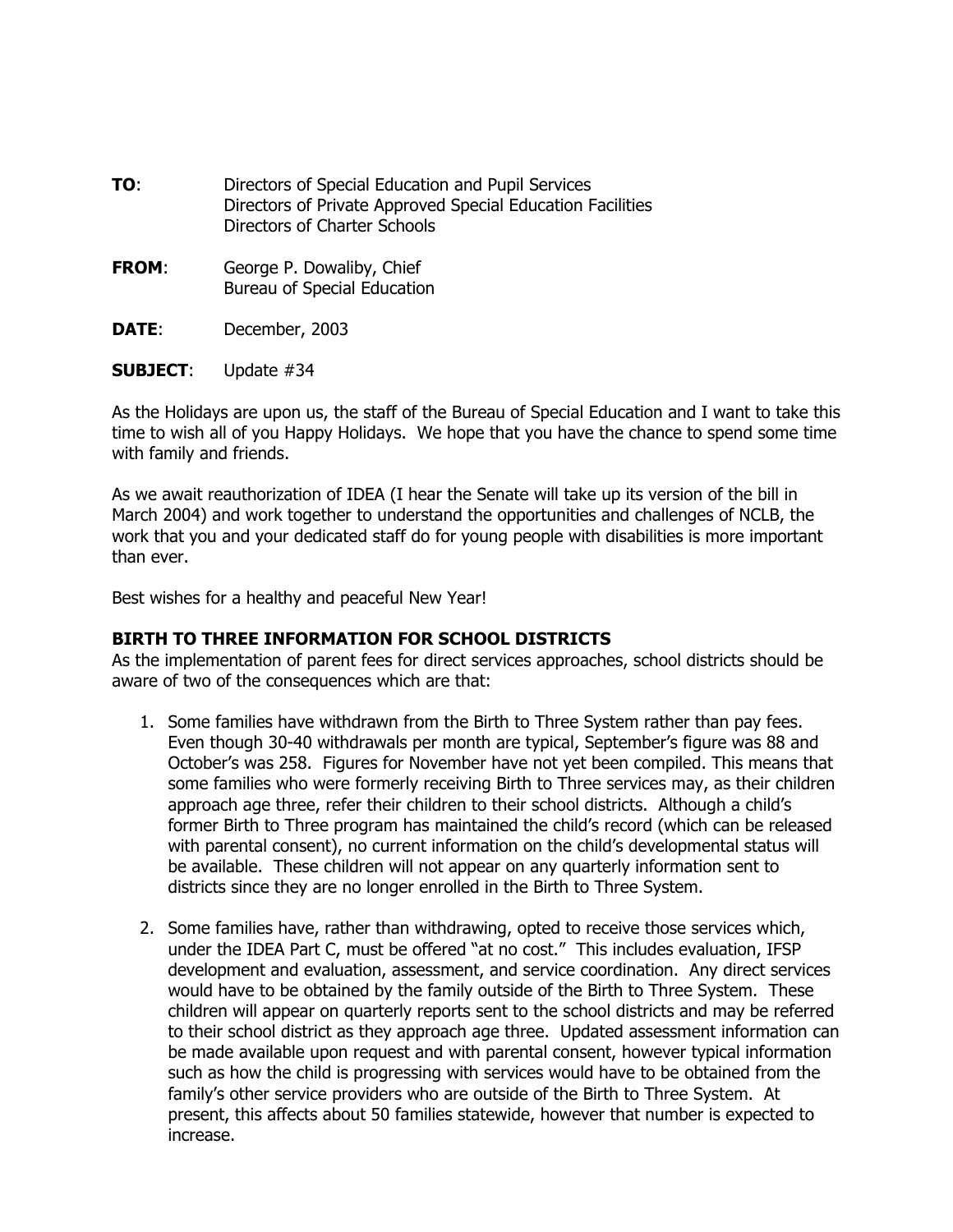**TO**: Directors of Special Education and Pupil Services
Directors of Private Approved Special Education Facilities
Directors of Charter Schools

**FROM**: George P. Dowaliby, Chief
Bureau of Special Education

**DATE**: December, 2003

**SUBJECT**: Update #34

As the Holidays are upon us, the staff of the Bureau of Special Education and I want to take this time to wish all of you Happy Holidays. We hope that you have the chance to spend some time with family and friends.

As we await reauthorization of IDEA (I hear the Senate will take up its version of the bill in March 2004) and work together to understand the opportunities and challenges of NCLB, the work that you and your dedicated staff do for young people with disabilities is more important than ever.

Best wishes for a healthy and peaceful New Year!

**BIRTH TO THREE INFORMATION FOR SCHOOL DISTRICTS**

As the implementation of parent fees for direct services approaches, school districts should be aware of two of the consequences which are that:

1. Some families have withdrawn from the Birth to Three System rather than pay fees. Even though 30-40 withdrawals per month are typical, September's figure was 88 and October's was 258. Figures for November have not yet been compiled. This means that some families who were formerly receiving Birth to Three services may, as their children approach age three, refer their children to their school districts. Although a child's former Birth to Three program has maintained the child's record (which can be released with parental consent), no current information on the child's developmental status will be available. These children will not appear on any quarterly information sent to districts since they are no longer enrolled in the Birth to Three System.

2. Some families have, rather than withdrawing, opted to receive those services which, under the IDEA Part C, must be offered "at no cost." This includes evaluation, IFSP development and evaluation, assessment, and service coordination. Any direct services would have to be obtained by the family outside of the Birth to Three System. These children will appear on quarterly reports sent to the school districts and may be referred to their school district as they approach age three. Updated assessment information can be made available upon request and with parental consent, however typical information such as how the child is progressing with services would have to be obtained from the family's other service providers who are outside of the Birth to Three System. At present, this affects about 50 families statewide, however that number is expected to increase.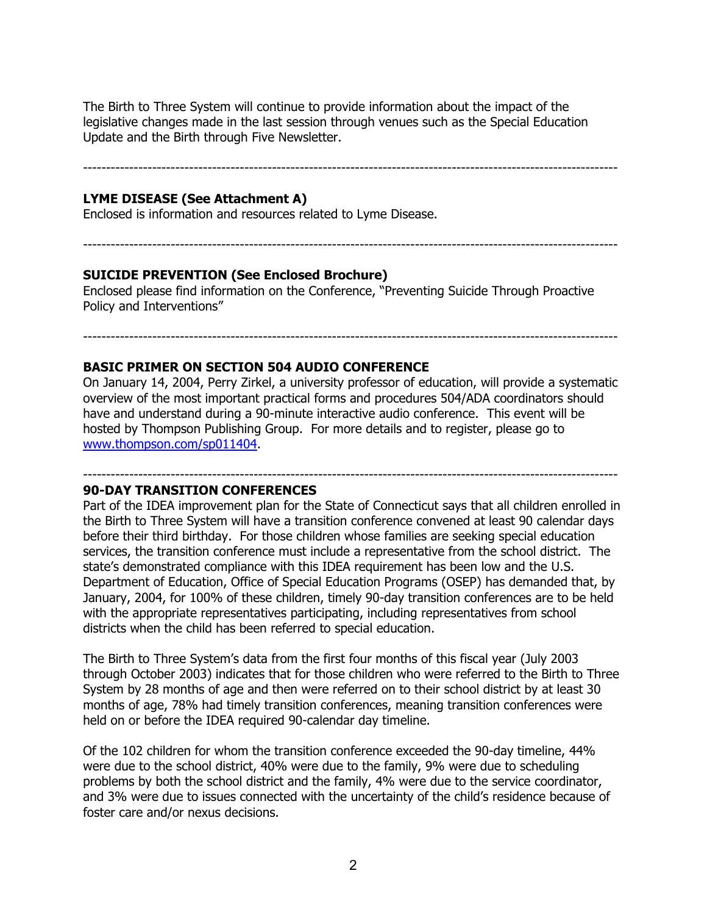The Birth to Three System will continue to provide information about the impact of the legislative changes made in the last session through venues such as the Special Education Update and the Birth through Five Newsletter.

---

**LYME DISEASE (See Attachment A)**

Enclosed is information and resources related to Lyme Disease.

---

**SUICIDE PREVENTION (See Enclosed Brochure)**

Enclosed please find information on the Conference, "Preventing Suicide Through Proactive Policy and Interventions"

---

**BASIC PRIMER ON SECTION 504 AUDIO CONFERENCE**

On January 14, 2004, Perry Zirkel, a university professor of education, will provide a systematic overview of the most important practical forms and procedures 504/ADA coordinators should have and understand during a 90-minute interactive audio conference. This event will be hosted by Thompson Publishing Group. For more details and to register, please go to [www.thompson.com/sp011404](http://www.thompson.com/sp011404).

---

**90-DAY TRANSITION CONFERENCES**

Part of the IDEA improvement plan for the State of Connecticut says that all children enrolled in the Birth to Three System will have a transition conference convened at least 90 calendar days before their third birthday. For those children whose families are seeking special education services, the transition conference must include a representative from the school district. The state's demonstrated compliance with this IDEA requirement has been low and the U.S. Department of Education, Office of Special Education Programs (OSEP) has demanded that, by January, 2004, for 100% of these children, timely 90-day transition conferences are to be held with the appropriate representatives participating, including representatives from school districts when the child has been referred to special education.

The Birth to Three System's data from the first four months of this fiscal year (July 2003 through October 2003) indicates that for those children who were referred to the Birth to Three System by 28 months of age and then were referred on to their school district by at least 30 months of age, 78% had timely transition conferences, meaning transition conferences were held on or before the IDEA required 90-calendar day timeline.

Of the 102 children for whom the transition conference exceeded the 90-day timeline, 44% were due to the school district, 40% were due to the family, 9% were due to scheduling problems by both the school district and the family, 4% were due to the service coordinator, and 3% were due to issues connected with the uncertainty of the child's residence because of foster care and/or nexus decisions.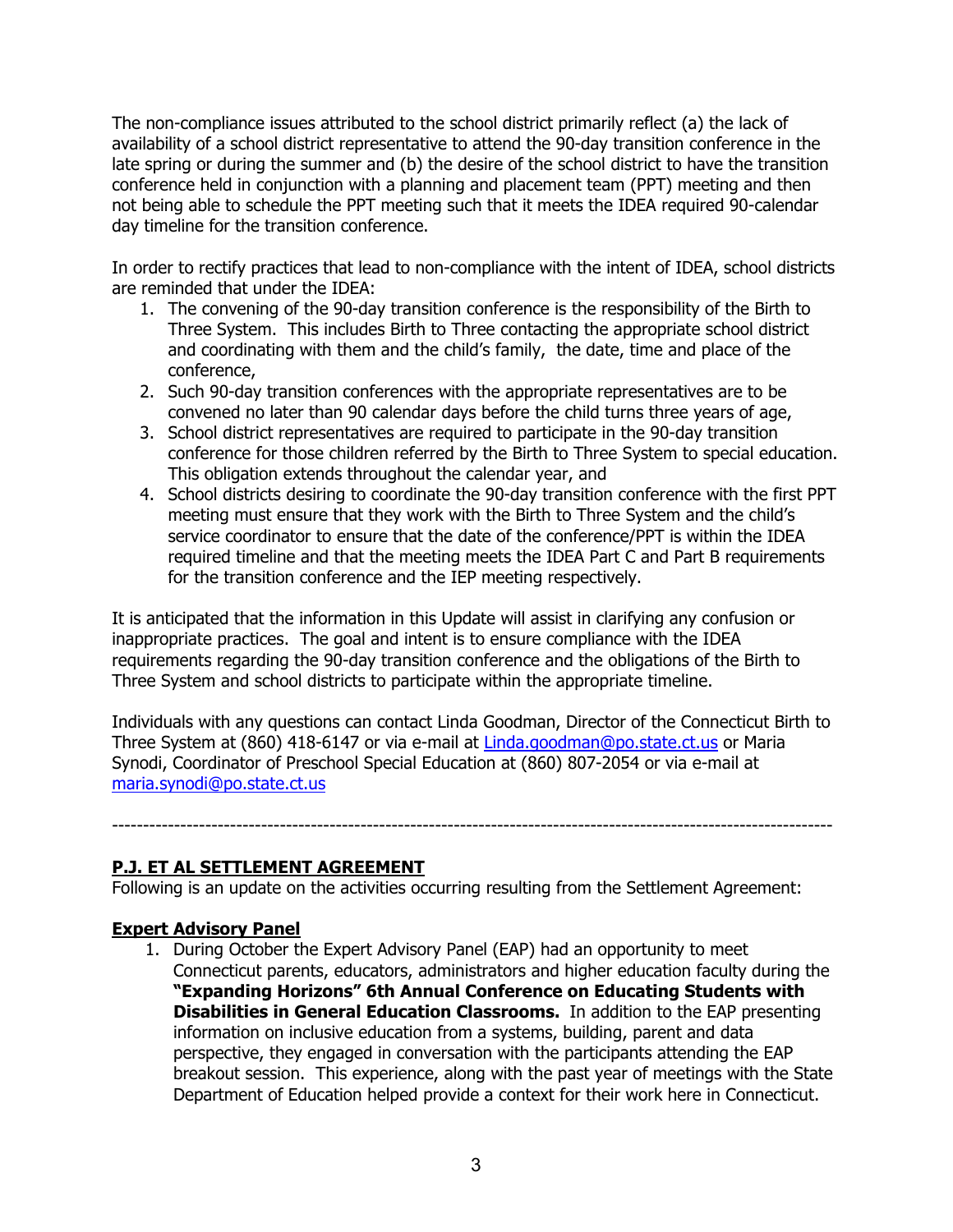The non-compliance issues attributed to the school district primarily reflect (a) the lack of availability of a school district representative to attend the 90-day transition conference in the late spring or during the summer and (b) the desire of the school district to have the transition conference held in conjunction with a planning and placement team (PPT) meeting and then not being able to schedule the PPT meeting such that it meets the IDEA required 90-calendar day timeline for the transition conference.

In order to rectify practices that lead to non-compliance with the intent of IDEA, school districts are reminded that under the IDEA:

1. The convening of the 90-day transition conference is the responsibility of the Birth to Three System. This includes Birth to Three contacting the appropriate school district and coordinating with them and the child's family, the date, time and place of the conference,
2. Such 90-day transition conferences with the appropriate representatives are to be convened no later than 90 calendar days before the child turns three years of age,
3. School district representatives are required to participate in the 90-day transition conference for those children referred by the Birth to Three System to special education. This obligation extends throughout the calendar year, and
4. School districts desiring to coordinate the 90-day transition conference with the first PPT meeting must ensure that they work with the Birth to Three System and the child's service coordinator to ensure that the date of the conference/PPT is within the IDEA required timeline and that the meeting meets the IDEA Part C and Part B requirements for the transition conference and the IEP meeting respectively.

It is anticipated that the information in this Update will assist in clarifying any confusion or inappropriate practices. The goal and intent is to ensure compliance with the IDEA requirements regarding the 90-day transition conference and the obligations of the Birth to Three System and school districts to participate within the appropriate timeline.

Individuals with any questions can contact Linda Goodman, Director of the Connecticut Birth to Three System at (860) 418-6147 or via e-mail at Linda.goodman@po.state.ct.us or Maria Synodi, Coordinator of Preschool Special Education at (860) 807-2054 or via e-mail at maria.synodi@po.state.ct.us

---

## P.J. ET AL SETTLEMENT AGREEMENT

Following is an update on the activities occurring resulting from the Settlement Agreement:

### Expert Advisory Panel

1. During October the Expert Advisory Panel (EAP) had an opportunity to meet Connecticut parents, educators, administrators and higher education faculty during the **"Expanding Horizons" 6th Annual Conference on Educating Students with Disabilities in General Education Classrooms.** In addition to the EAP presenting information on inclusive education from a systems, building, parent and data perspective, they engaged in conversation with the participants attending the EAP breakout session. This experience, along with the past year of meetings with the State Department of Education helped provide a context for their work here in Connecticut.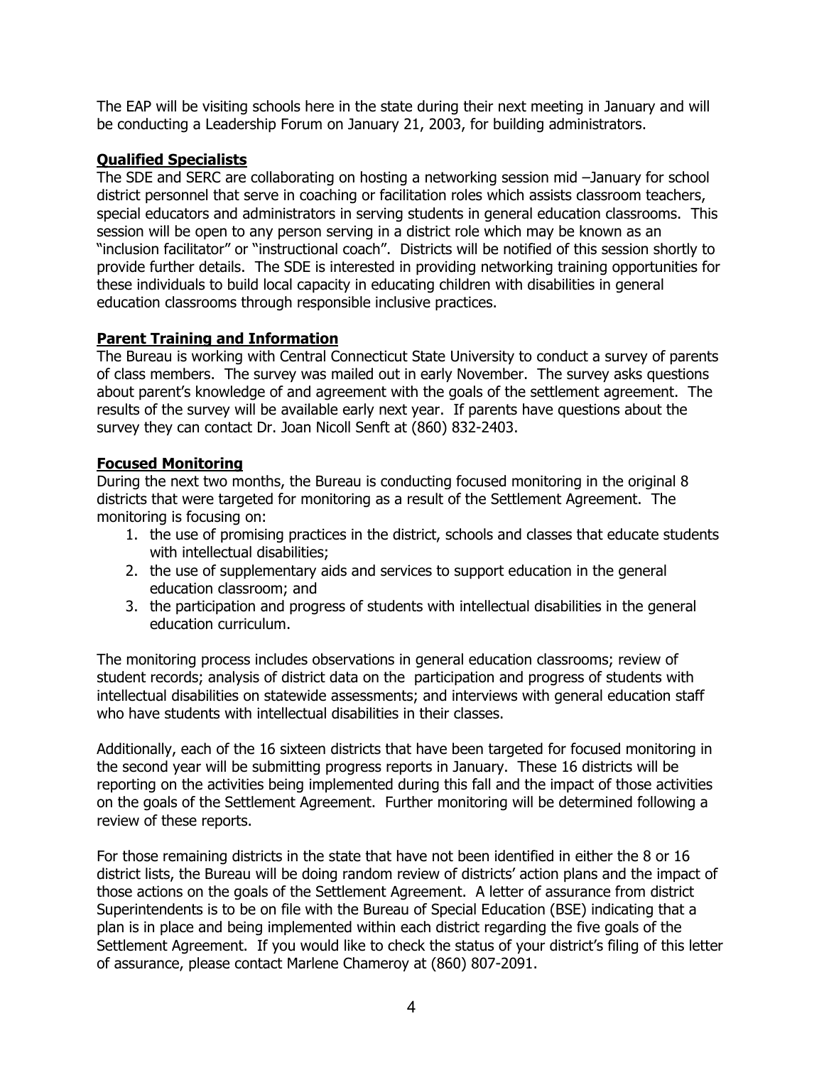The EAP will be visiting schools here in the state during their next meeting in January and will be conducting a Leadership Forum on January 21, 2003, for building administrators.

**Qualified Specialists**

The SDE and SERC are collaborating on hosting a networking session mid –January for school district personnel that serve in coaching or facilitation roles which assists classroom teachers, special educators and administrators in serving students in general education classrooms. This session will be open to any person serving in a district role which may be known as an "inclusion facilitator" or "instructional coach". Districts will be notified of this session shortly to provide further details. The SDE is interested in providing networking training opportunities for these individuals to build local capacity in educating children with disabilities in general education classrooms through responsible inclusive practices.

**Parent Training and Information**

The Bureau is working with Central Connecticut State University to conduct a survey of parents of class members. The survey was mailed out in early November. The survey asks questions about parent's knowledge of and agreement with the goals of the settlement agreement. The results of the survey will be available early next year. If parents have questions about the survey they can contact Dr. Joan Nicoll Senft at (860) 832-2403.

**Focused Monitoring**

During the next two months, the Bureau is conducting focused monitoring in the original 8 districts that were targeted for monitoring as a result of the Settlement Agreement. The monitoring is focusing on:

1. the use of promising practices in the district, schools and classes that educate students with intellectual disabilities;
2. the use of supplementary aids and services to support education in the general education classroom; and
3. the participation and progress of students with intellectual disabilities in the general education curriculum.

The monitoring process includes observations in general education classrooms; review of student records; analysis of district data on the participation and progress of students with intellectual disabilities on statewide assessments; and interviews with general education staff who have students with intellectual disabilities in their classes.

Additionally, each of the 16 sixteen districts that have been targeted for focused monitoring in the second year will be submitting progress reports in January. These 16 districts will be reporting on the activities being implemented during this fall and the impact of those activities on the goals of the Settlement Agreement. Further monitoring will be determined following a review of these reports.

For those remaining districts in the state that have not been identified in either the 8 or 16 district lists, the Bureau will be doing random review of districts' action plans and the impact of those actions on the goals of the Settlement Agreement. A letter of assurance from district Superintendents is to be on file with the Bureau of Special Education (BSE) indicating that a plan is in place and being implemented within each district regarding the five goals of the Settlement Agreement. If you would like to check the status of your district's filing of this letter of assurance, please contact Marlene Chameroy at (860) 807-2091.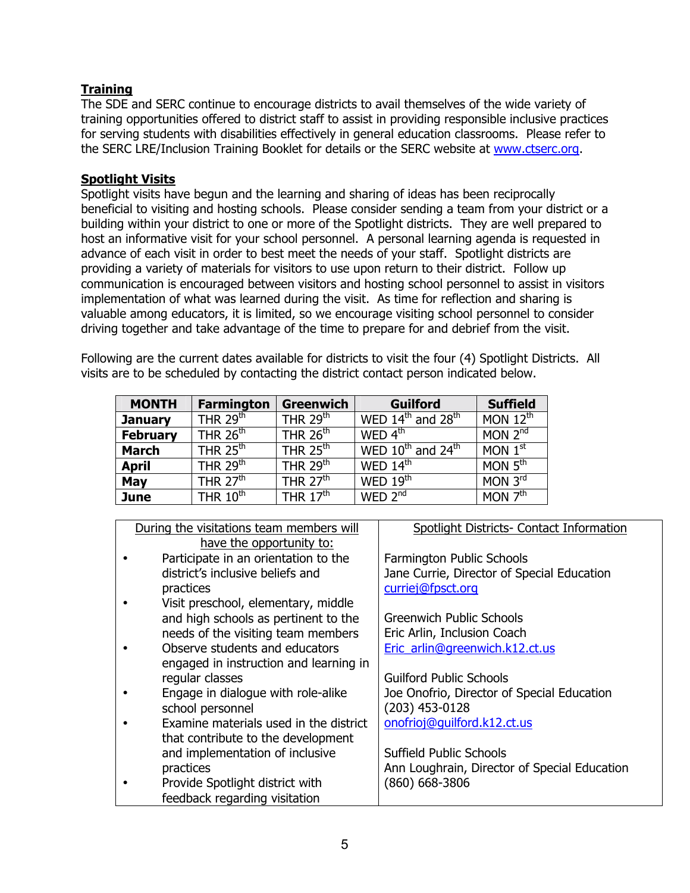**Training**

The SDE and SERC continue to encourage districts to avail themselves of the wide variety of training opportunities offered to district staff to assist in providing responsible inclusive practices for serving students with disabilities effectively in general education classrooms. Please refer to the SERC LRE/Inclusion Training Booklet for details or the SERC website at [www.ctserc.org](http://www.ctserc.org).

**Spotlight Visits**

Spotlight visits have begun and the learning and sharing of ideas has been reciprocally beneficial to visiting and hosting schools. Please consider sending a team from your district or a building within your district to one or more of the Spotlight districts. They are well prepared to host an informative visit for your school personnel. A personal learning agenda is requested in advance of each visit in order to best meet the needs of your staff. Spotlight districts are providing a variety of materials for visitors to use upon return to their district. Follow up communication is encouraged between visitors and hosting school personnel to assist in visitors implementation of what was learned during the visit. As time for reflection and sharing is valuable among educators, it is limited, so we encourage visiting school personnel to consider driving together and take advantage of the time to prepare for and debrief from the visit.

Following are the current dates available for districts to visit the four (4) Spotlight Districts. All visits are to be scheduled by contacting the district contact person indicated below.

| MONTH | Farmington | Greenwich | Guilford | Suffield |
|---|---|---|---|---|
| **January** | THR 29th | THR 29th | WED 14th and 28th | MON 12th |
| **February** | THR 26th | THR 26th | WED 4th | MON 2nd |
| **March** | THR 25th | THR 25th | WED 10th and 24th | MON 1st |
| **April** | THR 29th | THR 29th | WED 14th | MON 5th |
| **May** | THR 27th | THR 27th | WED 19th | MON 3rd |
| **June** | THR 10th | THR 17th | WED 2nd | MON 7th |

| During the visitations team members will have the opportunity to: | Spotlight Districts- Contact Information |
|---|---|
| • Participate in an orientation to the district's inclusive beliefs and practices<br>• Visit preschool, elementary, middle and high schools as pertinent to the needs of the visiting team members<br>• Observe students and educators engaged in instruction and learning in regular classes<br>• Engage in dialogue with role-alike school personnel<br>• Examine materials used in the district that contribute to the development and implementation of inclusive practices<br>• Provide Spotlight district with feedback regarding visitation | Farmington Public Schools<br>Jane Currie, Director of Special Education<br>curriej@fpsct.org<br><br>Greenwich Public Schools<br>Eric Arlin, Inclusion Coach<br>Eric_arlin@greenwich.k12.ct.us<br><br>Guilford Public Schools<br>Joe Onofrio, Director of Special Education<br>(203) 453-0128<br>onofrioj@guilford.k12.ct.us<br><br>Suffield Public Schools<br>Ann Loughrain, Director of Special Education<br>(860) 668-3806 |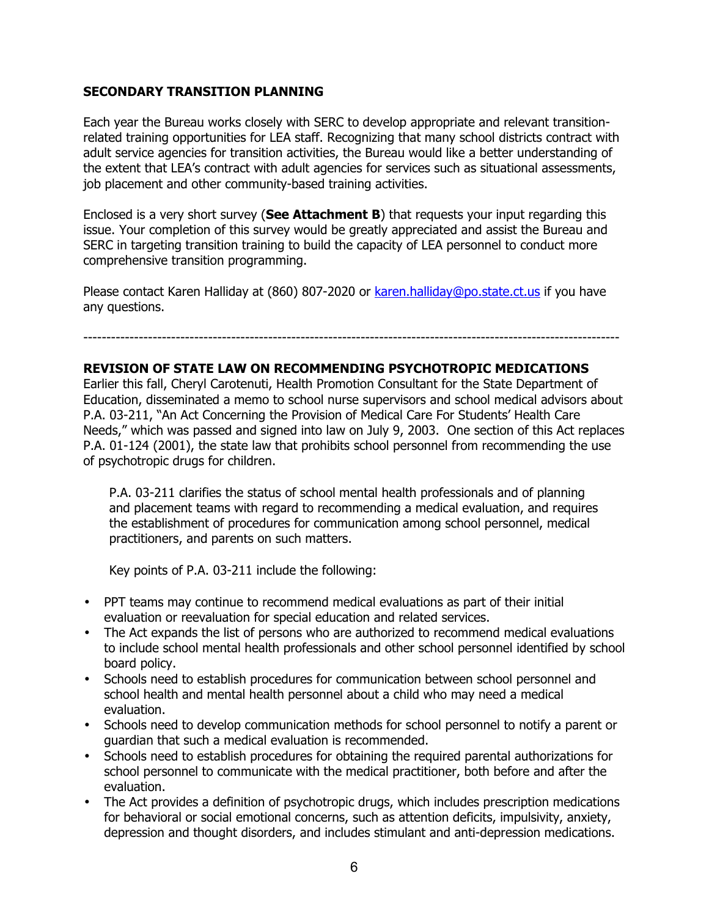**SECONDARY TRANSITION PLANNING**

Each year the Bureau works closely with SERC to develop appropriate and relevant transition-related training opportunities for LEA staff. Recognizing that many school districts contract with adult service agencies for transition activities, the Bureau would like a better understanding of the extent that LEA's contract with adult agencies for services such as situational assessments, job placement and other community-based training activities.

Enclosed is a very short survey (**See Attachment B**) that requests your input regarding this issue. Your completion of this survey would be greatly appreciated and assist the Bureau and SERC in targeting transition training to build the capacity of LEA personnel to conduct more comprehensive transition programming.

Please contact Karen Halliday at (860) 807-2020 or karen.halliday@po.state.ct.us if you have any questions.

---

**REVISION OF STATE LAW ON RECOMMENDING PSYCHOTROPIC MEDICATIONS**

Earlier this fall, Cheryl Carotenuti, Health Promotion Consultant for the State Department of Education, disseminated a memo to school nurse supervisors and school medical advisors about P.A. 03-211, "An Act Concerning the Provision of Medical Care For Students' Health Care Needs," which was passed and signed into law on July 9, 2003. One section of this Act replaces P.A. 01-124 (2001), the state law that prohibits school personnel from recommending the use of psychotropic drugs for children.

P.A. 03-211 clarifies the status of school mental health professionals and of planning and placement teams with regard to recommending a medical evaluation, and requires the establishment of procedures for communication among school personnel, medical practitioners, and parents on such matters.

Key points of P.A. 03-211 include the following:

- PPT teams may continue to recommend medical evaluations as part of their initial evaluation or reevaluation for special education and related services.
- The Act expands the list of persons who are authorized to recommend medical evaluations to include school mental health professionals and other school personnel identified by school board policy.
- Schools need to establish procedures for communication between school personnel and school health and mental health personnel about a child who may need a medical evaluation.
- Schools need to develop communication methods for school personnel to notify a parent or guardian that such a medical evaluation is recommended.
- Schools need to establish procedures for obtaining the required parental authorizations for school personnel to communicate with the medical practitioner, both before and after the evaluation.
- The Act provides a definition of psychotropic drugs, which includes prescription medications for behavioral or social emotional concerns, such as attention deficits, impulsivity, anxiety, depression and thought disorders, and includes stimulant and anti-depression medications.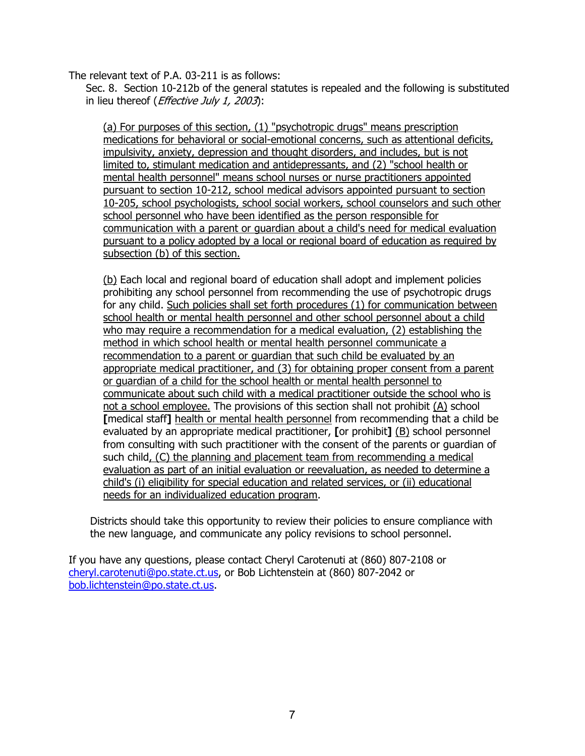The relevant text of P.A. 03-211 is as follows:

> Sec. 8. Section 10-212b of the general statutes is repealed and the following is substituted in lieu thereof (*Effective July 1, 2003*):
>
> <u>(a) For purposes of this section, (1) "psychotropic drugs" means prescription medications for behavioral or social-emotional concerns, such as attentional deficits, impulsivity, anxiety, depression and thought disorders, and includes, but is not limited to, stimulant medication and antidepressants, and (2) "school health or mental health personnel" means school nurses or nurse practitioners appointed pursuant to section 10-212, school medical advisors appointed pursuant to section 10-205, school psychologists, school social workers, school counselors and such other school personnel who have been identified as the person responsible for communication with a parent or guardian about a child's need for medical evaluation pursuant to a policy adopted by a local or regional board of education as required by subsection (b) of this section.</u>
>
> <u>(b)</u> Each local and regional board of education shall adopt and implement policies prohibiting any school personnel from recommending the use of psychotropic drugs for any child. <u>Such policies shall set forth procedures (1) for communication between school health or mental health personnel and other school personnel about a child who may require a recommendation for a medical evaluation, (2) establishing the method in which school health or mental health personnel communicate a recommendation to a parent or guardian that such child be evaluated by an appropriate medical practitioner, and (3) for obtaining proper consent from a parent or guardian of a child for the school health or mental health personnel to communicate about such child with a medical practitioner outside the school who is not a school employee.</u> The provisions of this section shall not prohibit <u>(A)</u> school **[**medical staff**]** <u>health or mental health personnel</u> from recommending that a child be evaluated by an appropriate medical practitioner, **[**or prohibit**]** <u>(B)</u> school personnel from consulting with such practitioner with the consent of the parents or guardian of such child<u>, (C) the planning and placement team from recommending a medical evaluation as part of an initial evaluation or reevaluation, as needed to determine a child's (i) eligibility for special education and related services, or (ii) educational needs for an individualized education program</u>.

Districts should take this opportunity to review their policies to ensure compliance with the new language, and communicate any policy revisions to school personnel.

If you have any questions, please contact Cheryl Carotenuti at (860) 807-2108 or cheryl.carotenuti@po.state.ct.us, or Bob Lichtenstein at (860) 807-2042 or bob.lichtenstein@po.state.ct.us.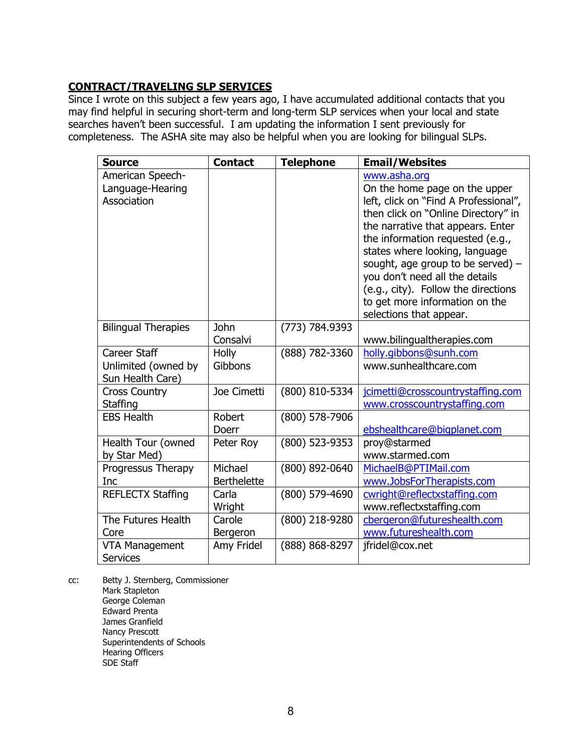## CONTRACT/TRAVELING SLP SERVICES

Since I wrote on this subject a few years ago, I have accumulated additional contacts that you may find helpful in securing short-term and long-term SLP services when your local and state searches haven't been successful. I am updating the information I sent previously for completeness. The ASHA site may also be helpful when you are looking for bilingual SLPs.

| Source | Contact | Telephone | Email/Websites |
|---|---|---|---|
| American Speech-Language-Hearing Association | | | www.asha.org On the home page on the upper left, click on "Find A Professional", then click on "Online Directory" in the narrative that appears. Enter the information requested (e.g., states where looking, language sought, age group to be served) – you don't need all the details (e.g., city). Follow the directions to get more information on the selections that appear. |
| Bilingual Therapies | John Consalvi | (773) 784.9393 | www.bilingualtherapies.com |
| Career Staff Unlimited (owned by Sun Health Care) | Holly Gibbons | (888) 782-3360 | holly.gibbons@sunh.com www.sunhealthcare.com |
| Cross Country Staffing | Joe Cimetti | (800) 810-5334 | jcimetti@crosscountrystaffing.com www.crosscountrystaffing.com |
| EBS Health | Robert Doerr | (800) 578-7906 | ebshealthcare@bigplanet.com |
| Health Tour (owned by Star Med) | Peter Roy | (800) 523-9353 | proy@starmed www.starmed.com |
| Progressus Therapy Inc | Michael Berthelette | (800) 892-0640 | MichaelB@PTIMail.com www.JobsForTherapists.com |
| REFLECTX Staffing | Carla Wright | (800) 579-4690 | cwright@reflectxstaffing.com www.reflectxstaffing.com |
| The Futures Health Core | Carole Bergeron | (800) 218-9280 | cbergeron@futureshealth.com www.futureshealth.com |
| VTA Management Services | Amy Fridel | (888) 868-8297 | jfridel@cox.net |

cc: Betty J. Sternberg, Commissioner
Mark Stapleton
George Coleman
Edward Prenta
James Granfield
Nancy Prescott
Superintendents of Schools
Hearing Officers
SDE Staff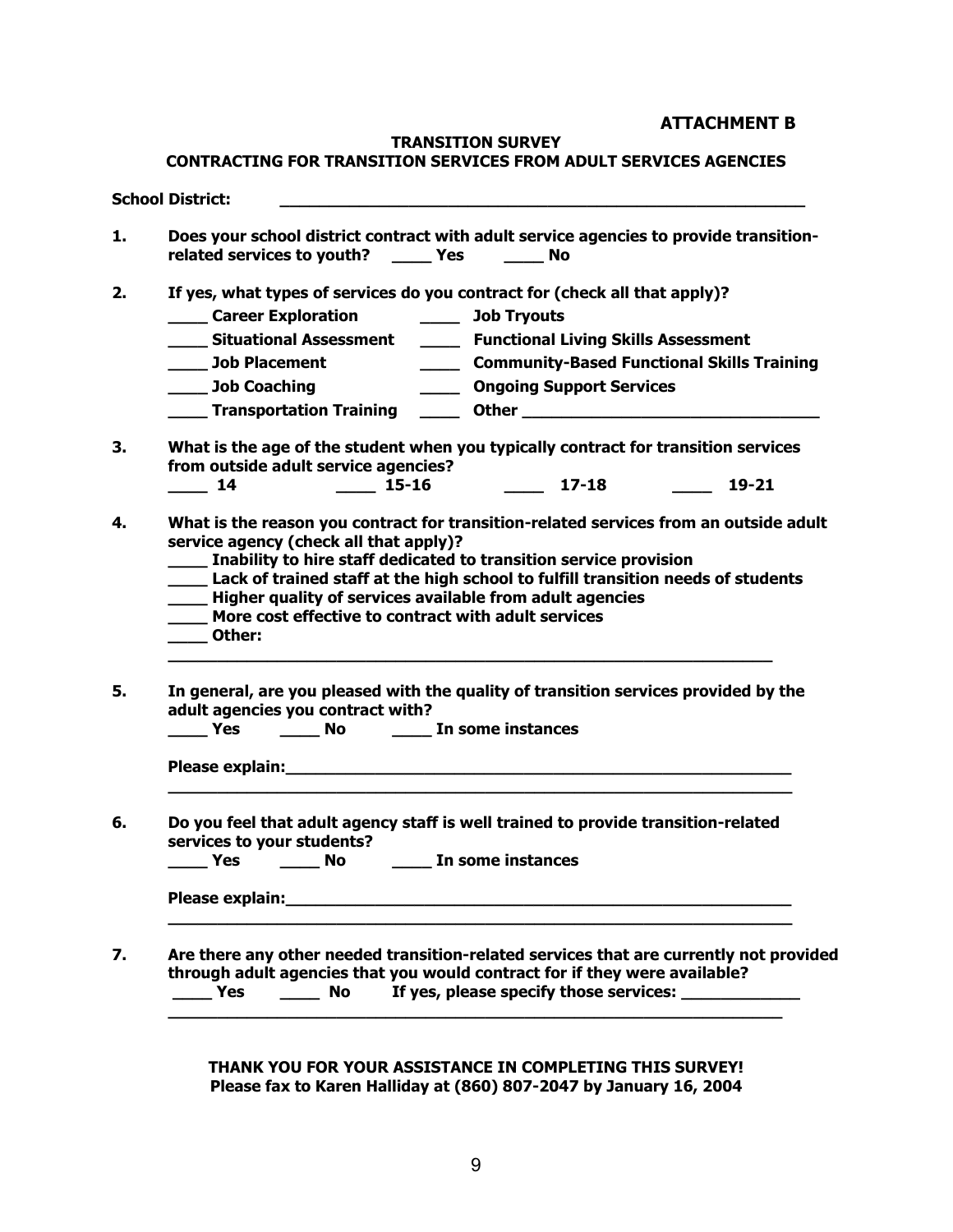**ATTACHMENT B**

**TRANSITION SURVEY**
**CONTRACTING FOR TRANSITION SERVICES FROM ADULT SERVICES AGENCIES**

**School District:** ________________________________________________

**1. Does your school district contract with adult service agencies to provide transition-related services to youth?** ____ **Yes** ____ **No**

**2. If yes, what types of services do you contract for (check all that apply)?**

| | |
|---|---|
| ____ **Career Exploration** | ____ **Job Tryouts** |
| ____ **Situational Assessment** | ____ **Functional Living Skills Assessment** |
| ____ **Job Placement** | ____ **Community-Based Functional Skills Training** |
| ____ **Job Coaching** | ____ **Ongoing Support Services** |
| ____ **Transportation Training** | ____ **Other** ______________________ |

**3. What is the age of the student when you typically contract for transition services from outside adult service agencies?**

____ **14** ____ **15-16** ____ **17-18** ____ **19-21**

**4. What is the reason you contract for transition-related services from an outside adult service agency (check all that apply)?**

____ **Inability to hire staff dedicated to transition service provision**
____ **Lack of trained staff at the high school to fulfill transition needs of students**
____ **Higher quality of services available from adult agencies**
____ **More cost effective to contract with adult services**
____ **Other:**
________________________________________________

**5. In general, are you pleased with the quality of transition services provided by the adult agencies you contract with?**

____ **Yes** ____ **No** ____ **In some instances**

**Please explain:**________________________________________________
________________________________________________

**6. Do you feel that adult agency staff is well trained to provide transition-related services to your students?**

____ **Yes** ____ **No** ____ **In some instances**

**Please explain:**________________________________________________
________________________________________________

**7. Are there any other needed transition-related services that are currently not provided through adult agencies that you would contract for if they were available?**

____ **Yes** ____ **No** **If yes, please specify those services:** ____________
________________________________________________

**THANK YOU FOR YOUR ASSISTANCE IN COMPLETING THIS SURVEY!**
**Please fax to Karen Halliday at (860) 807-2047 by January 16, 2004**